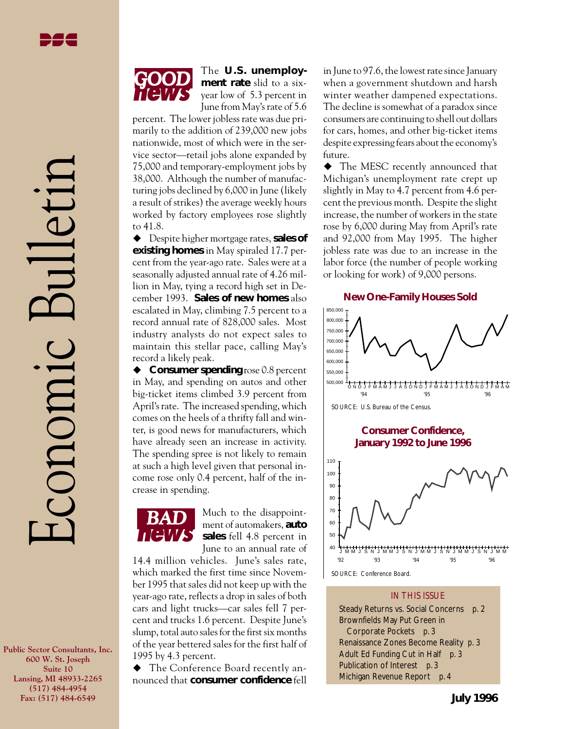# Economic Bulletin

Public Sector Consultants, Inc.
600 W. St. Joseph
Suite 10
Lansing, MI 48933-2265
(517) 484-4954
Fax: (517) 484-6549

## GOOD news

The **U.S. unemployment rate** slid to a six-year low of 5.3 percent in June from May's rate of 5.6 percent. The lower jobless rate was due primarily to the addition of 239,000 new jobs nationwide, most of which were in the service sector—retail jobs alone expanded by 75,000 and temporary-employment jobs by 38,000. Although the number of manufacturing jobs declined by 6,000 in June (likely a result of strikes) the average weekly hours worked by factory employees rose slightly to 41.8.

◆ Despite higher mortgage rates, **sales of existing homes** in May spiraled 17.7 percent from the year-ago rate. Sales were at a seasonally adjusted annual rate of 4.26 million in May, tying a record high set in December 1993. **Sales of new homes** also escalated in May, climbing 7.5 percent to a record annual rate of 828,000 sales. Most industry analysts do not expect sales to maintain this stellar pace, calling May's record a likely peak.

◆ **Consumer spending** rose 0.8 percent in May, and spending on autos and other big-ticket items climbed 3.9 percent from April's rate. The increased spending, which comes on the heels of a thrifty fall and winter, is good news for manufacturers, which have already seen an increase in activity. The spending spree is not likely to remain at such a high level given that personal income rose only 0.4 percent, half of the increase in spending.

## BAD news

Much to the disappointment of automakers, **auto sales** fell 4.8 percent in June to an annual rate of 14.4 million vehicles. June's sales rate, which marked the first time since November 1995 that sales did not keep up with the year-ago rate, reflects a drop in sales of both cars and light trucks—car sales fell 7 percent and trucks 1.6 percent. Despite June's slump, total auto sales for the first six months of the year bettered sales for the first half of 1995 by 4.3 percent.

◆ The Conference Board recently announced that **consumer confidence** fell in June to 97.6, the lowest rate since January when a government shutdown and harsh winter weather dampened expectations. The decline is somewhat of a paradox since consumers are continuing to shell out dollars for cars, homes, and other big-ticket items despite expressing fears about the economy's future.

◆ The MESC recently announced that Michigan's unemployment rate crept up slightly in May to 4.7 percent from 4.6 percent the previous month. Despite the slight increase, the number of workers in the state rose by 6,000 during May from April's rate and 92,000 from May 1995. The higher jobless rate was due to an increase in the labor force (the number of people working or looking for work) of 9,000 persons.

**New One-Family Houses Sold**

SOURCE: U.S. Bureau of the Census.

**Consumer Confidence, January 1992 to June 1996**

SOURCE: Conference Board.

**IN THIS ISSUE**

- Steady Returns vs. Social Concerns p. 2
- Brownfields May Put Green in Corporate Pockets p. 3
- Renaissance Zones Become Reality p. 3
- Adult Ed Funding Cut in Half p. 3
- Publication of Interest p. 3
- Michigan Revenue Report p. 4

**July 1996**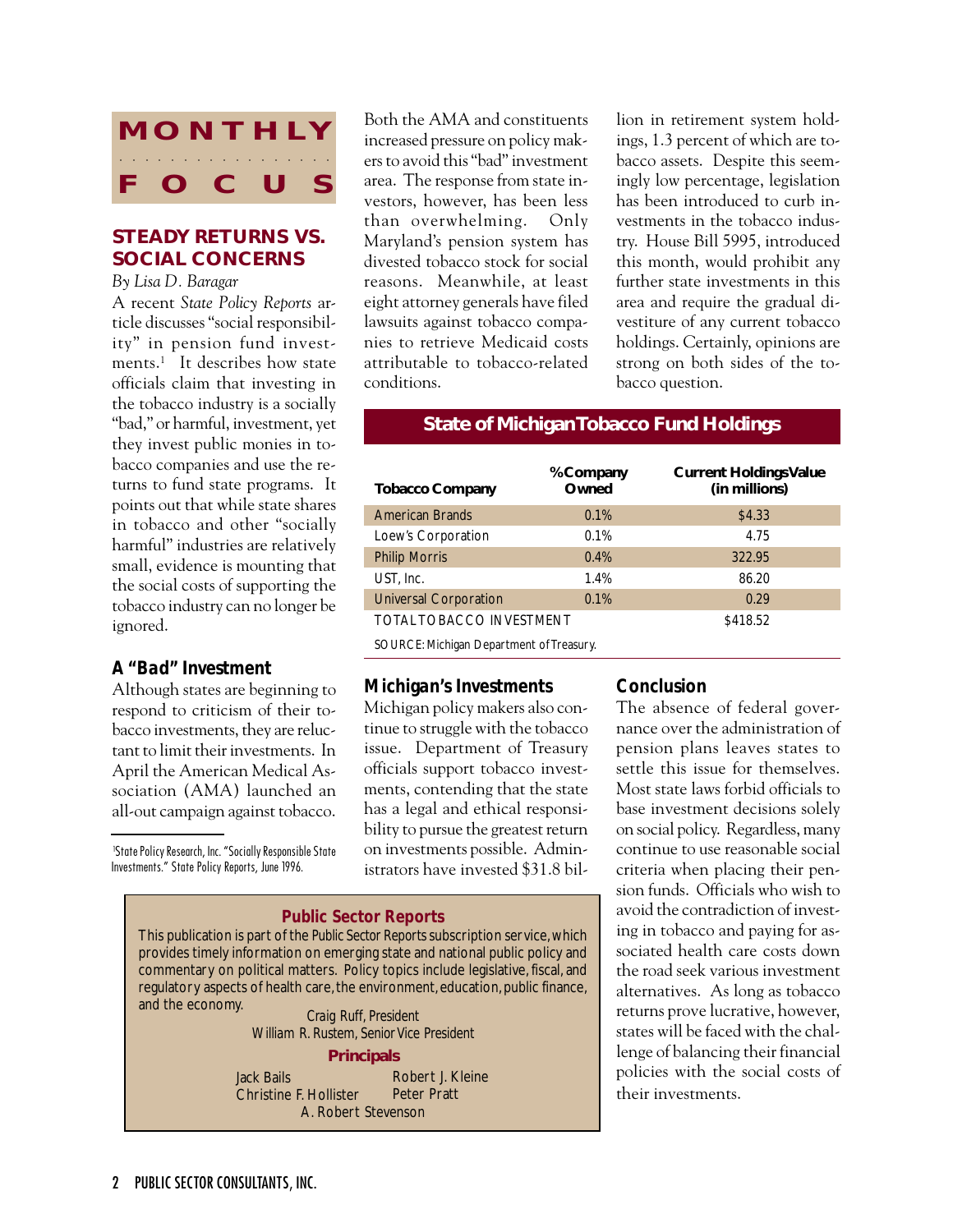# MONTHLY FOCUS

## STEADY RETURNS VS. SOCIAL CONCERNS

*By Lisa D. Baragar*

A recent *State Policy Reports* article discusses "social responsibility" in pension fund investments.[1] It describes how state officials claim that investing in the tobacco industry is a socially "bad," or harmful, investment, yet they invest public monies in tobacco companies and use the returns to fund state programs. It points out that while state shares in tobacco and other "socially harmful" industries are relatively small, evidence is mounting that the social costs of supporting the tobacco industry can no longer be ignored.

### A "Bad" Investment

Although states are beginning to respond to criticism of their tobacco investments, they are reluctant to limit their investments. In April the American Medical Association (AMA) launched an all-out campaign against tobacco. Both the AMA and constituents increased pressure on policy makers to avoid this "bad" investment area. The response from state investors, however, has been less than overwhelming. Only Maryland's pension system has divested tobacco stock for social reasons. Meanwhile, at least eight attorney generals have filed lawsuits against tobacco companies to retrieve Medicaid costs attributable to tobacco-related conditions.

[1] State Policy Research, Inc. "Socially Responsible State Investments." State Policy Reports, June 1996.

### Michigan's Investments

Michigan policy makers also continue to struggle with the tobacco issue. Department of Treasury officials support tobacco investments, contending that the state has a legal and ethical responsibility to pursue the greatest return on investments possible. Administrators have invested $31.8 billion in retirement system holdings, 1.3 percent of which are tobacco assets. Despite this seemingly low percentage, legislation has been introduced to curb investments in the tobacco industry. House Bill 5995, introduced this month, would prohibit any further state investments in this area and require the gradual divestiture of any current tobacco holdings. Certainly, opinions are strong on both sides of the tobacco question.

**State of Michigan Tobacco Fund Holdings**

| Tobacco Company | % Company Owned | Current Holdings Value (in millions) |
|---|---|---|
| American Brands | 0.1% | $4.33 |
| Loew's Corporation | 0.1% | 4.75 |
| Philip Morris | 0.4% | 322.95 |
| UST, Inc. | 1.4% | 86.20 |
| Universal Corporation | 0.1% | 0.29 |
| TOTAL TOBACCO INVESTMENT | | $418.52 |

SOURCE: Michigan Department of Treasury.

### Conclusion

The absence of federal governance over the administration of pension plans leaves states to settle this issue for themselves. Most state laws forbid officials to base investment decisions solely on social policy. Regardless, many continue to use reasonable social criteria when placing their pension funds. Officials who wish to avoid the contradiction of investing in tobacco and paying for associated health care costs down the road seek various investment alternatives. As long as tobacco returns prove lucrative, however, states will be faced with the challenge of balancing their financial policies with the social costs of their investments.

---

**Public Sector Reports**

This publication is part of the Public Sector Reports subscription service, which provides timely information on emerging state and national public policy and commentary on political matters. Policy topics include legislative, fiscal, and regulatory aspects of health care, the environment, education, public finance, and the economy.

Craig Ruff, President
William R. Rustem, Senior Vice President

**Principals**

Jack Bails
Robert J. Kleine
Christine F. Hollister
Peter Pratt
A. Robert Stevenson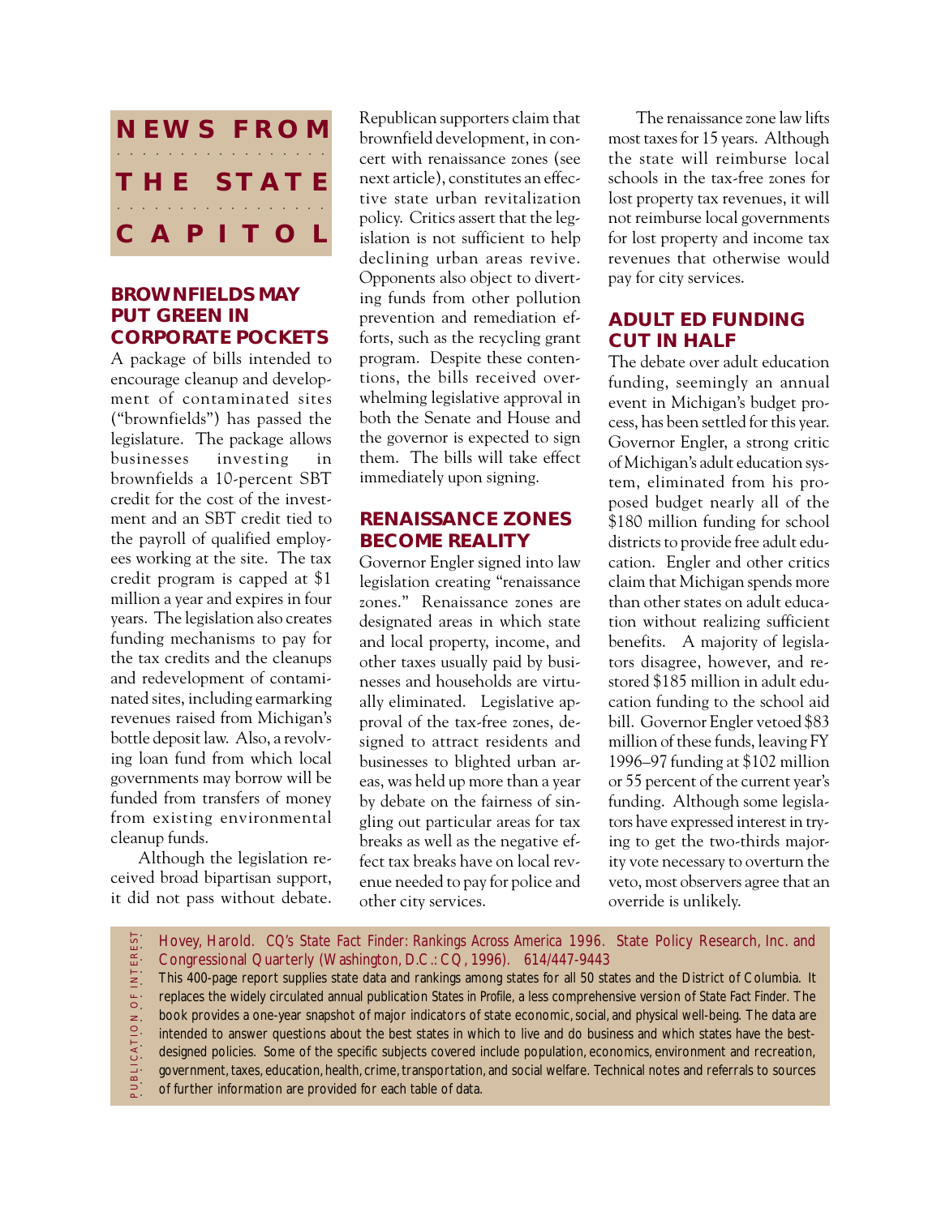## NEWS FROM THE STATE CAPITOL

### BROWNFIELDS MAY PUT GREEN IN CORPORATE POCKETS

A package of bills intended to encourage cleanup and development of contaminated sites ("brownfields") has passed the legislature. The package allows businesses investing in brownfields a 10-percent SBT credit for the cost of the investment and an SBT credit tied to the payroll of qualified employees working at the site. The tax credit program is capped at $1 million a year and expires in four years. The legislation also creates funding mechanisms to pay for the tax credits and the cleanups and redevelopment of contaminated sites, including earmarking revenues raised from Michigan's bottle deposit law. Also, a revolving loan fund from which local governments may borrow will be funded from transfers of money from existing environmental cleanup funds.

Although the legislation received broad bipartisan support, it did not pass without debate. Republican supporters claim that brownfield development, in concert with renaissance zones (see next article), constitutes an effective state urban revitalization policy. Critics assert that the legislation is not sufficient to help declining urban areas revive. Opponents also object to diverting funds from other pollution prevention and remediation efforts, such as the recycling grant program. Despite these contentions, the bills received overwhelming legislative approval in both the Senate and House and the governor is expected to sign them. The bills will take effect immediately upon signing.

### RENAISSANCE ZONES BECOME REALITY

Governor Engler signed into law legislation creating "renaissance zones." Renaissance zones are designated areas in which state and local property, income, and other taxes usually paid by businesses and households are virtually eliminated. Legislative approval of the tax-free zones, designed to attract residents and businesses to blighted urban areas, was held up more than a year by debate on the fairness of singling out particular areas for tax breaks as well as the negative effect tax breaks have on local revenue needed to pay for police and other city services.

The renaissance zone law lifts most taxes for 15 years. Although the state will reimburse local schools in the tax-free zones for lost property tax revenues, it will not reimburse local governments for lost property and income tax revenues that otherwise would pay for city services.

### ADULT ED FUNDING CUT IN HALF

The debate over adult education funding, seemingly an annual event in Michigan's budget process, has been settled for this year. Governor Engler, a strong critic of Michigan's adult education system, eliminated from his proposed budget nearly all of the $180 million funding for school districts to provide free adult education. Engler and other critics claim that Michigan spends more than other states on adult education without realizing sufficient benefits. A majority of legislators disagree, however, and restored $185 million in adult education funding to the school aid bill. Governor Engler vetoed $83 million of these funds, leaving FY 1996–97 funding at $102 million or 55 percent of the current year's funding. Although some legislators have expressed interest in trying to get the two-thirds majority vote necessary to overturn the veto, most observers agree that an override is unlikely.

**PUBLICATION OF INTEREST**

Hovey, Harold. *CQ's State Fact Finder: Rankings Across America 1996*. State Policy Research, Inc. and Congressional Quarterly (Washington, D.C.: CQ, 1996). 614/447-9443

This 400-page report supplies state data and rankings among states for all 50 states and the District of Columbia. It replaces the widely circulated annual publication *States in Profile*, a less comprehensive version of *State Fact Finder*. The book provides a one-year snapshot of major indicators of state economic, social, and physical well-being. The data are intended to answer questions about the best states in which to live and do business and which states have the best-designed policies. Some of the specific subjects covered include population, economics, environment and recreation, government, taxes, education, health, crime, transportation, and social welfare. Technical notes and referrals to sources of further information are provided for each table of data.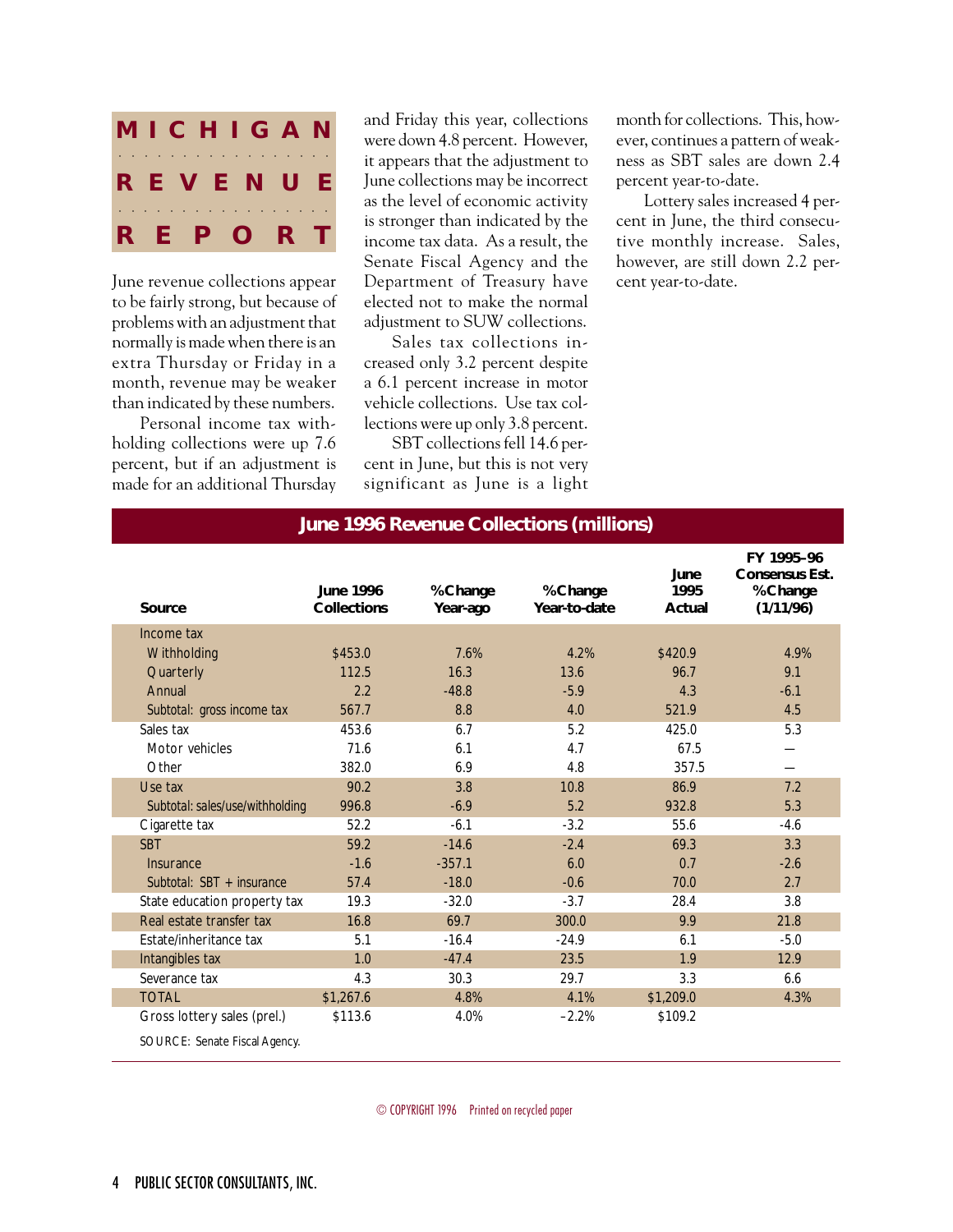# MICHIGAN REVENUE REPORT

June revenue collections appear to be fairly strong, but because of problems with an adjustment that normally is made when there is an extra Thursday or Friday in a month, revenue may be weaker than indicated by these numbers.

Personal income tax withholding collections were up 7.6 percent, but if an adjustment is made for an additional Thursday and Friday this year, collections were down 4.8 percent. However, it appears that the adjustment to June collections may be incorrect as the level of economic activity is stronger than indicated by the income tax data. As a result, the Senate Fiscal Agency and the Department of Treasury have elected not to make the normal adjustment to SUW collections.

Sales tax collections increased only 3.2 percent despite a 6.1 percent increase in motor vehicle collections. Use tax collections were up only 3.8 percent.

SBT collections fell 14.6 percent in June, but this is not very significant as June is a light month for collections. This, however, continues a pattern of weakness as SBT sales are down 2.4 percent year-to-date.

Lottery sales increased 4 percent in June, the third consecutive monthly increase. Sales, however, are still down 2.2 percent year-to-date.

## June 1996 Revenue Collections (millions)

| Source | June 1996 Collections | %Change Year-ago | %Change Year-to-date | June 1995 Actual | FY 1995–96 Consensus Est. %Change (1/11/96) |
|---|---|---|---|---|---|
| Income tax | | | | | |
| Withholding | $453.0 | 7.6% | 4.2% | $420.9 | 4.9% |
| Quarterly | 112.5 | 16.3 | 13.6 | 96.7 | 9.1 |
| Annual | 2.2 | -48.8 | -5.9 | 4.3 | -6.1 |
| Subtotal: gross income tax | 567.7 | 8.8 | 4.0 | 521.9 | 4.5 |
| Sales tax | 453.6 | 6.7 | 5.2 | 425.0 | 5.3 |
| Motor vehicles | 71.6 | 6.1 | 4.7 | 67.5 | — |
| Other | 382.0 | 6.9 | 4.8 | 357.5 | — |
| Use tax | 90.2 | 3.8 | 10.8 | 86.9 | 7.2 |
| Subtotal: sales/use/withholding | 996.8 | -6.9 | 5.2 | 932.8 | 5.3 |
| Cigarette tax | 52.2 | -6.1 | -3.2 | 55.6 | -4.6 |
| SBT | 59.2 | -14.6 | -2.4 | 69.3 | 3.3 |
| Insurance | -1.6 | -357.1 | 6.0 | 0.7 | -2.6 |
| Subtotal: SBT + insurance | 57.4 | -18.0 | -0.6 | 70.0 | 2.7 |
| State education property tax | 19.3 | -32.0 | -3.7 | 28.4 | 3.8 |
| Real estate transfer tax | 16.8 | 69.7 | 300.0 | 9.9 | 21.8 |
| Estate/inheritance tax | 5.1 | -16.4 | -24.9 | 6.1 | -5.0 |
| Intangibles tax | 1.0 | -47.4 | 23.5 | 1.9 | 12.9 |
| Severance tax | 4.3 | 30.3 | 29.7 | 3.3 | 6.6 |
| TOTAL | $1,267.6 | 4.8% | 4.1% | $1,209.0 | 4.3% |
| Gross lottery sales (prel.) | $113.6 | 4.0% | –2.2% | $109.2 | |

SOURCE: Senate Fiscal Agency.

© COPYRIGHT 1996 Printed on recycled paper